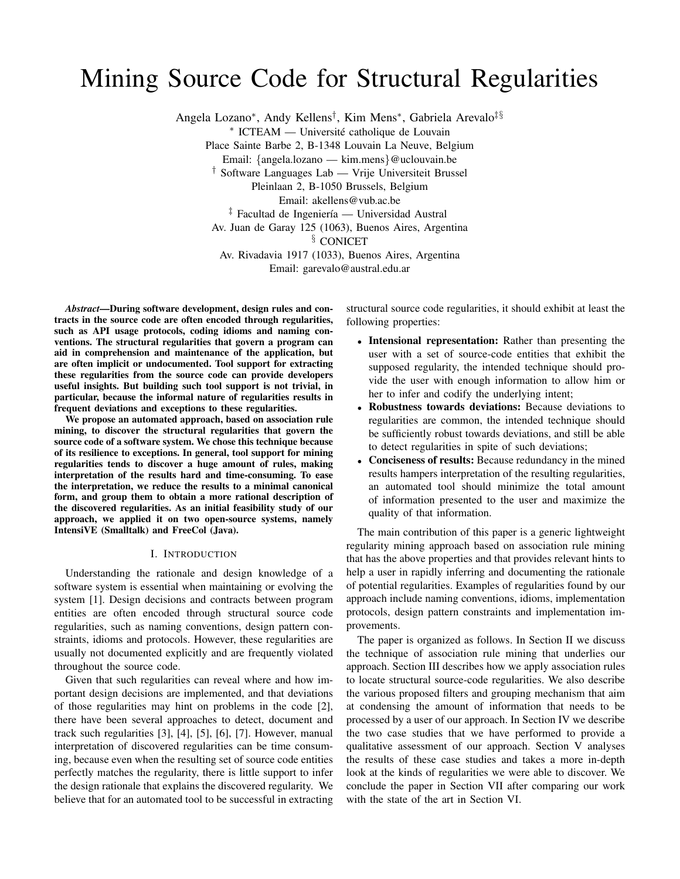# Mining Source Code for Structural Regularities

Angela Lozano[*], Andy Kellens[†], Kim Mens[*], Gabriela Arevalo[‡§]

[*] ICTEAM — Université catholique de Louvain
Place Sainte Barbe 2, B-1348 Louvain La Neuve, Belgium
Email: {angela.lozano — kim.mens}@uclouvain.be

[†] Software Languages Lab — Vrije Universiteit Brussel
Pleinlaan 2, B-1050 Brussels, Belgium
Email: akellens@vub.ac.be

[‡] Facultad de Ingeniería — Universidad Austral
Av. Juan de Garay 125 (1063), Buenos Aires, Argentina

[§] CONICET
Av. Rivadavia 1917 (1033), Buenos Aires, Argentina
Email: garevalo@austral.edu.ar

***Abstract*—During software development, design rules and contracts in the source code are often encoded through regularities, such as API usage protocols, coding idioms and naming conventions. The structural regularities that govern a program can aid in comprehension and maintenance of the application, but are often implicit or undocumented. Tool support for extracting these regularities from the source code can provide developers useful insights. But building such tool support is not trivial, in particular, because the informal nature of regularities results in frequent deviations and exceptions to these regularities.**

**We propose an automated approach, based on association rule mining, to discover the structural regularities that govern the source code of a software system. We chose this technique because of its resilience to exceptions. In general, tool support for mining regularities tends to discover a huge amount of rules, making interpretation of the results hard and time-consuming. To ease the interpretation, we reduce the results to a minimal canonical form, and group them to obtain a more rational description of the discovered regularities. As an initial feasibility study of our approach, we applied it on two open-source systems, namely IntensiVE (Smalltalk) and FreeCol (Java).**

## I. Introduction

Understanding the rationale and design knowledge of a software system is essential when maintaining or evolving the system [1]. Design decisions and contracts between program entities are often encoded through structural source code regularities, such as naming conventions, design pattern constraints, idioms and protocols. However, these regularities are usually not documented explicitly and are frequently violated throughout the source code.

Given that such regularities can reveal where and how important design decisions are implemented, and that deviations of those regularities may hint on problems in the code [2], there have been several approaches to detect, document and track such regularities [3], [4], [5], [6], [7]. However, manual interpretation of discovered regularities can be time consuming, because even when the resulting set of source code entities perfectly matches the regularity, there is little support to infer the design rationale that explains the discovered regularity. We believe that for an automated tool to be successful in extracting structural source code regularities, it should exhibit at least the following properties:

- **Intensional representation:** Rather than presenting the user with a set of source-code entities that exhibit the supposed regularity, the intended technique should provide the user with enough information to allow him or her to infer and codify the underlying intent;
- **Robustness towards deviations:** Because deviations to regularities are common, the intended technique should be sufficiently robust towards deviations, and still be able to detect regularities in spite of such deviations;
- **Conciseness of results:** Because redundancy in the mined results hampers interpretation of the resulting regularities, an automated tool should minimize the total amount of information presented to the user and maximize the quality of that information.

The main contribution of this paper is a generic lightweight regularity mining approach based on association rule mining that has the above properties and that provides relevant hints to help a user in rapidly inferring and documenting the rationale of potential regularities. Examples of regularities found by our approach include naming conventions, idioms, implementation protocols, design pattern constraints and implementation improvements.

The paper is organized as follows. In Section II we discuss the technique of association rule mining that underlies our approach. Section III describes how we apply association rules to locate structural source-code regularities. We also describe the various proposed filters and grouping mechanism that aim at condensing the amount of information that needs to be processed by a user of our approach. In Section IV we describe the two case studies that we have performed to provide a qualitative assessment of our approach. Section V analyses the results of these case studies and takes a more in-depth look at the kinds of regularities we were able to discover. We conclude the paper in Section VII after comparing our work with the state of the art in Section VI.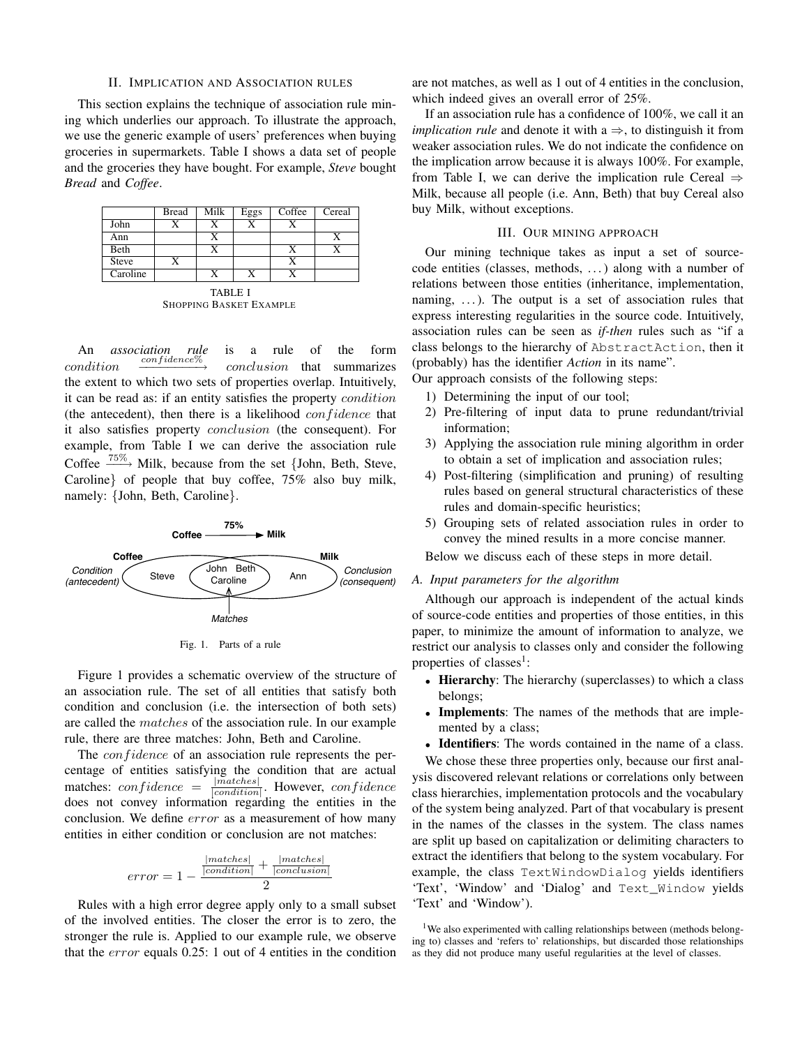## II. Implication and Association rules

This section explains the technique of association rule mining which underlies our approach. To illustrate the approach, we use the generic example of users' preferences when buying groceries in supermarkets. Table I shows a data set of people and the groceries they have bought. For example, *Steve* bought *Bread* and *Coffee*.

| | Bread | Milk | Eggs | Coffee | Cereal |
|---|---|---|---|---|---|
| John | X | X | X | X | |
| Ann | | X | | | X |
| Beth | | X | | X | X |
| Steve | X | | | X | |
| Caroline | | X | X | X | |

TABLE I
Shopping Basket Example

An *association rule* is a rule of the form $condition \xrightarrow{confidence\%} conclusion$ that summarizes the extent to which two sets of properties overlap. Intuitively, it can be read as: if an entity satisfies the property $condition$ (the antecedent), then there is a likelihood $confidence$ that it also satisfies property $conclusion$ (the consequent). For example, from Table I we can derive the association rule Coffee $\xrightarrow{75\%}$ Milk, because from the set {John, Beth, Steve, Caroline} of people that buy coffee, 75% also buy milk, namely: {John, Beth, Caroline}.

Fig. 1. Parts of a rule

Figure 1 provides a schematic overview of the structure of an association rule. The set of all entities that satisfy both condition and conclusion (i.e. the intersection of both sets) are called the $matches$ of the association rule. In our example rule, there are three matches: John, Beth and Caroline.

The $confidence$ of an association rule represents the percentage of entities satisfying the condition that are actual matches: $confidence = \frac{|matches|}{|condition|}$. However, $confidence$ does not convey information regarding the entities in the conclusion. We define $error$ as a measurement of how many entities in either condition or conclusion are not matches:

$$error = 1 - \frac{\frac{|matches|}{|condition|} + \frac{|matches|}{|conclusion|}}{2}$$

Rules with a high error degree apply only to a small subset of the involved entities. The closer the error is to zero, the stronger the rule is. Applied to our example rule, we observe that the $error$ equals 0.25: 1 out of 4 entities in the condition are not matches, as well as 1 out of 4 entities in the conclusion, which indeed gives an overall error of 25%.

If an association rule has a confidence of 100%, we call it an *implication rule* and denote it with a $\Rightarrow$, to distinguish it from weaker association rules. We do not indicate the confidence on the implication arrow because it is always 100%. For example, from Table I, we can derive the implication rule Cereal $\Rightarrow$ Milk, because all people (i.e. Ann, Beth) that buy Cereal also buy Milk, without exceptions.

## III. Our mining approach

Our mining technique takes as input a set of source-code entities (classes, methods, ...) along with a number of relations between those entities (inheritance, implementation, naming, ...). The output is a set of association rules that express interesting regularities in the source code. Intuitively, association rules can be seen as *if-then* rules such as "if a class belongs to the hierarchy of `AbstractAction`, then it (probably) has the identifier *Action* in its name".

Our approach consists of the following steps:

1) Determining the input of our tool;
2) Pre-filtering of input data to prune redundant/trivial information;
3) Applying the association rule mining algorithm in order to obtain a set of implication and association rules;
4) Post-filtering (simplification and pruning) of resulting rules based on general structural characteristics of these rules and domain-specific heuristics;
5) Grouping sets of related association rules in order to convey the mined results in a more concise manner.

Below we discuss each of these steps in more detail.

### A. Input parameters for the algorithm

Although our approach is independent of the actual kinds of source-code entities and properties of those entities, in this paper, to minimize the amount of information to analyze, we restrict our analysis to classes only and consider the following properties of classes[1]:

- **Hierarchy**: The hierarchy (superclasses) to which a class belongs;
- **Implements**: The names of the methods that are implemented by a class;
- **Identifiers**: The words contained in the name of a class.

We chose these three properties only, because our first analysis discovered relevant relations or correlations only between class hierarchies, implementation protocols and the vocabulary of the system being analyzed. Part of that vocabulary is present in the names of the classes in the system. The class names are split up based on capitalization or delimiting characters to extract the identifiers that belong to the system vocabulary. For example, the class `TextWindowDialog` yields identifiers 'Text', 'Window' and 'Dialog' and `Text_Window` yields 'Text' and 'Window').

[1] We also experimented with calling relationships between (methods belonging to) classes and 'refers to' relationships, but discarded those relationships as they did not produce many useful regularities at the level of classes.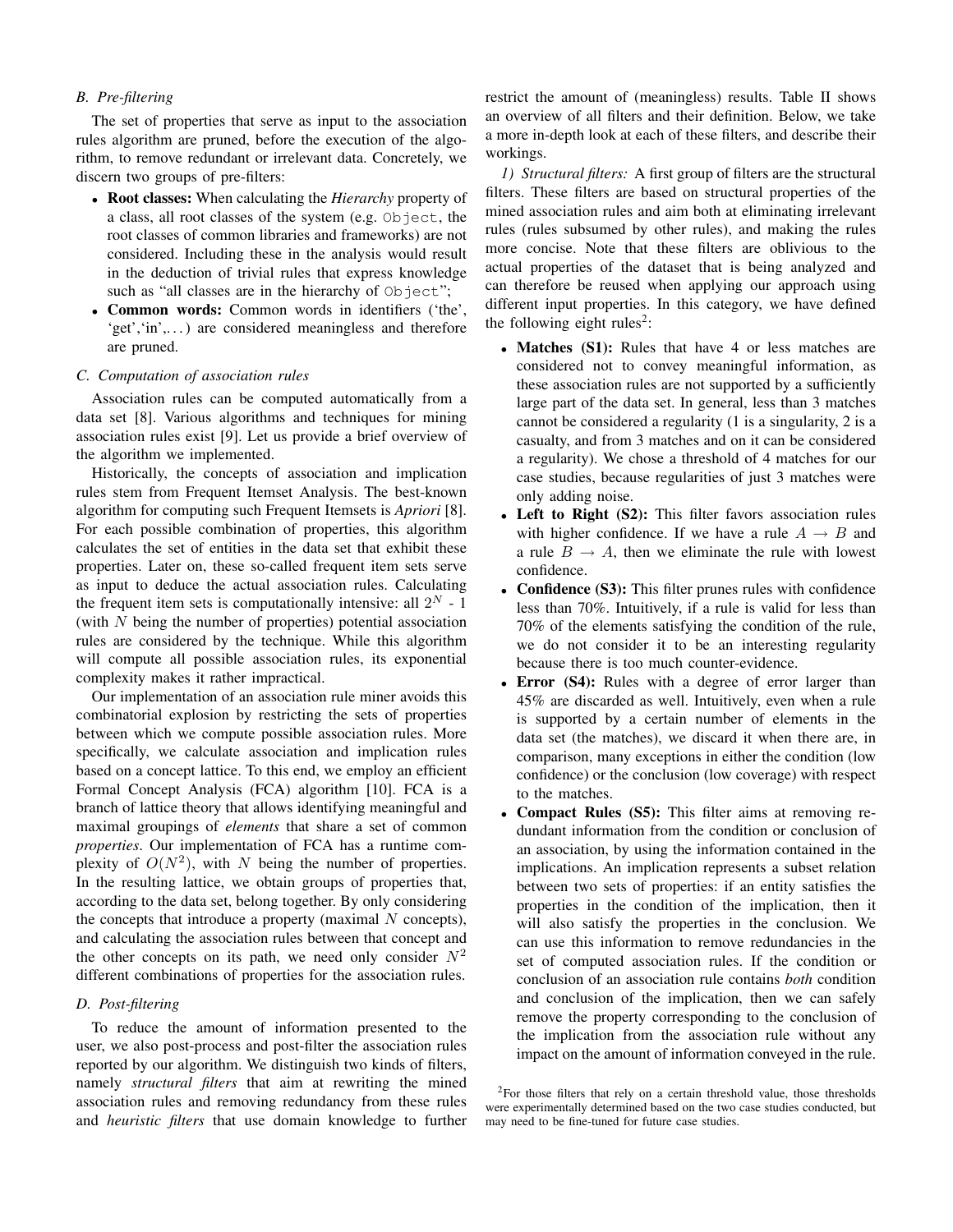### B. Pre-filtering

The set of properties that serve as input to the association rules algorithm are pruned, before the execution of the algorithm, to remove redundant or irrelevant data. Concretely, we discern two groups of pre-filters:

- **Root classes:** When calculating the *Hierarchy* property of a class, all root classes of the system (e.g. `Object`, the root classes of common libraries and frameworks) are not considered. Including these in the analysis would result in the deduction of trivial rules that express knowledge such as "all classes are in the hierarchy of `Object`";
- **Common words:** Common words in identifiers ('the', 'get','in',...) are considered meaningless and therefore are pruned.

### C. Computation of association rules

Association rules can be computed automatically from a data set [8]. Various algorithms and techniques for mining association rules exist [9]. Let us provide a brief overview of the algorithm we implemented.

Historically, the concepts of association and implication rules stem from Frequent Itemset Analysis. The best-known algorithm for computing such Frequent Itemsets is *Apriori* [8]. For each possible combination of properties, this algorithm calculates the set of entities in the data set that exhibit these properties. Later on, these so-called frequent item sets serve as input to deduce the actual association rules. Calculating the frequent item sets is computationally intensive: all $2^N$ - 1 (with $N$ being the number of properties) potential association rules are considered by the technique. While this algorithm will compute all possible association rules, its exponential complexity makes it rather impractical.

Our implementation of an association rule miner avoids this combinatorial explosion by restricting the sets of properties between which we compute possible association rules. More specifically, we calculate association and implication rules based on a concept lattice. To this end, we employ an efficient Formal Concept Analysis (FCA) algorithm [10]. FCA is a branch of lattice theory that allows identifying meaningful and maximal groupings of *elements* that share a set of common *properties*. Our implementation of FCA has a runtime complexity of $O(N^2)$, with $N$ being the number of properties. In the resulting lattice, we obtain groups of properties that, according to the data set, belong together. By only considering the concepts that introduce a property (maximal $N$ concepts), and calculating the association rules between that concept and the other concepts on its path, we need only consider $N^2$ different combinations of properties for the association rules.

### D. Post-filtering

To reduce the amount of information presented to the user, we also post-process and post-filter the association rules reported by our algorithm. We distinguish two kinds of filters, namely *structural filters* that aim at rewriting the mined association rules and removing redundancy from these rules and *heuristic filters* that use domain knowledge to further restrict the amount of (meaningless) results. Table II shows an overview of all filters and their definition. Below, we take a more in-depth look at each of these filters, and describe their workings.

*1) Structural filters:* A first group of filters are the structural filters. These filters are based on structural properties of the mined association rules and aim both at eliminating irrelevant rules (rules subsumed by other rules), and making the rules more concise. Note that these filters are oblivious to the actual properties of the dataset that is being analyzed and can therefore be reused when applying our approach using different input properties. In this category, we have defined the following eight rules[2]:

- **Matches (S1):** Rules that have 4 or less matches are considered not to convey meaningful information, as these association rules are not supported by a sufficiently large part of the data set. In general, less than 3 matches cannot be considered a regularity (1 is a singularity, 2 is a casualty, and from 3 matches and on it can be considered a regularity). We chose a threshold of 4 matches for our case studies, because regularities of just 3 matches were only adding noise.
- **Left to Right (S2):** This filter favors association rules with higher confidence. If we have a rule $A \rightarrow B$ and a rule $B \rightarrow A$, then we eliminate the rule with lowest confidence.
- **Confidence (S3):** This filter prunes rules with confidence less than 70%. Intuitively, if a rule is valid for less than 70% of the elements satisfying the condition of the rule, we do not consider it to be an interesting regularity because there is too much counter-evidence.
- **Error (S4):** Rules with a degree of error larger than 45% are discarded as well. Intuitively, even when a rule is supported by a certain number of elements in the data set (the matches), we discard it when there are, in comparison, many exceptions in either the condition (low confidence) or the conclusion (low coverage) with respect to the matches.
- **Compact Rules (S5):** This filter aims at removing redundant information from the condition or conclusion of an association, by using the information contained in the implications. An implication represents a subset relation between two sets of properties: if an entity satisfies the properties in the condition of the implication, then it will also satisfy the properties in the conclusion. We can use this information to remove redundancies in the set of computed association rules. If the condition or conclusion of an association rule contains *both* condition and conclusion of the implication, then we can safely remove the property corresponding to the conclusion of the implication from the association rule without any impact on the amount of information conveyed in the rule.

[2]For those filters that rely on a certain threshold value, those thresholds were experimentally determined based on the two case studies conducted, but may need to be fine-tuned for future case studies.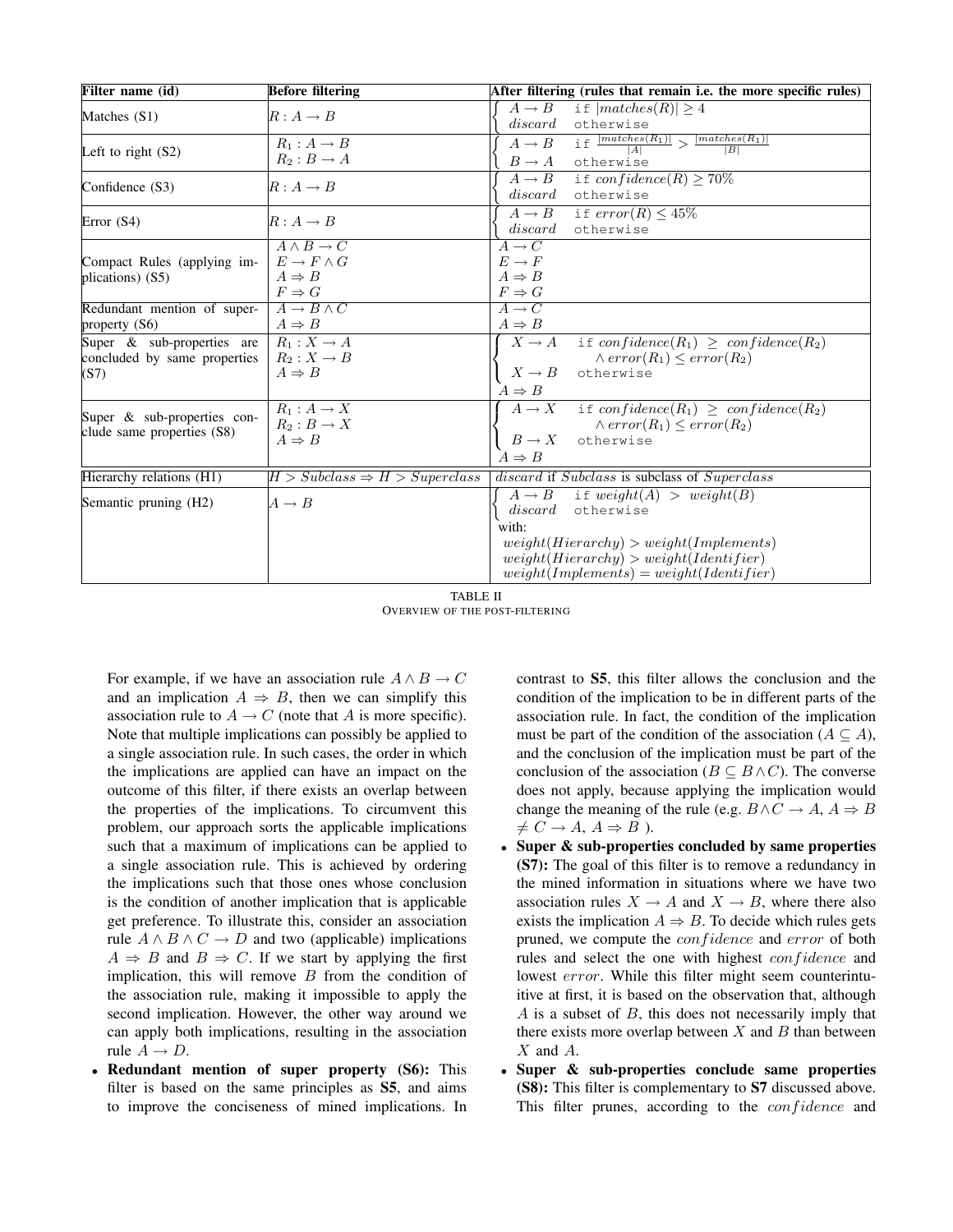| Filter name (id) | Before filtering | After filtering (rules that remain i.e. the more specific rules) |
|---|---|---|
| Matches (S1) | $R : A \rightarrow B$ | $\begin{cases} A \rightarrow B & \texttt{if } \lvert matches(R) \rvert \geq 4 \\ discard & \texttt{otherwise} \end{cases}$ |
| Left to right (S2) | $R_1 : A \rightarrow B$ <br> $R_2 : B \rightarrow A$ | $\begin{cases} A \rightarrow B & \texttt{if } \frac{\lvert matches(R_1) \rvert}{\lvert A \rvert} > \frac{\lvert matches(R_1) \rvert}{\lvert B \rvert} \\ B \rightarrow A & \texttt{otherwise} \end{cases}$ |
| Confidence (S3) | $R : A \rightarrow B$ | $\begin{cases} A \rightarrow B & \texttt{if } confidence(R) \geq 70\% \\ discard & \texttt{otherwise} \end{cases}$ |
| Error (S4) | $R : A \rightarrow B$ | $\begin{cases} A \rightarrow B & \texttt{if } error(R) \leq 45\% \\ discard & \texttt{otherwise} \end{cases}$ |
| Compact Rules (applying implications) (S5) | $A \wedge B \rightarrow C$ <br> $E \rightarrow F \wedge G$ <br> $A \Rightarrow B$ <br> $F \Rightarrow G$ | $A \rightarrow C$ <br> $E \rightarrow F$ <br> $A \Rightarrow B$ <br> $F \Rightarrow G$ |
| Redundant mention of super-property (S6) | $A \rightarrow B \wedge C$ <br> $A \Rightarrow B$ | $A \rightarrow C$ <br> $A \Rightarrow B$ |
| Super & sub-properties are concluded by same properties (S7) | $R_1 : X \rightarrow A$ <br> $R_2 : X \rightarrow B$ <br> $A \Rightarrow B$ | $\begin{cases} X \rightarrow A & \texttt{if } confidence(R_1) \geq confidence(R_2) \\ & \quad \wedge error(R_1) \leq error(R_2) \\ X \rightarrow B & \texttt{otherwise} \end{cases}$ <br> $A \Rightarrow B$ |
| Super & sub-properties conclude same properties (S8) | $R_1 : A \rightarrow X$ <br> $R_2 : B \rightarrow X$ <br> $A \Rightarrow B$ | $\begin{cases} A \rightarrow X & \texttt{if } confidence(R_1) \geq confidence(R_2) \\ & \quad \wedge error(R_1) \leq error(R_2) \\ B \rightarrow X & \texttt{otherwise} \end{cases}$ <br> $A \Rightarrow B$ |
| Hierarchy relations (H1) | $H > Subclass \Rightarrow H > Superclass$ | $discard$ if $Subclass$ is subclass of $Superclass$ |
| Semantic pruning (H2) | $A \rightarrow B$ | $\begin{cases} A \rightarrow B & \texttt{if } weight(A) > weight(B) \\ discard & \texttt{otherwise} \end{cases}$ <br> with: <br> $weight(Hierarchy) > weight(Implements)$ <br> $weight(Hierarchy) > weight(Identifier)$ <br> $weight(Implements) = weight(Identifier)$ |

TABLE II
OVERVIEW OF THE POST-FILTERING

For example, if we have an association rule $A \wedge B \rightarrow C$ and an implication $A \Rightarrow B$, then we can simplify this association rule to $A \rightarrow C$ (note that $A$ is more specific). Note that multiple implications can possibly be applied to a single association rule. In such cases, the order in which the implications are applied can have an impact on the outcome of this filter, if there exists an overlap between the properties of the implications. To circumvent this problem, our approach sorts the applicable implications such that a maximum of implications can be applied to a single association rule. This is achieved by ordering the implications such that those ones whose conclusion is the condition of another implication that is applicable get preference. To illustrate this, consider an association rule $A \wedge B \wedge C \rightarrow D$ and two (applicable) implications $A \Rightarrow B$ and $B \Rightarrow C$. If we start by applying the first implication, this will remove $B$ from the condition of the association rule, making it impossible to apply the second implication. However, the other way around we can apply both implications, resulting in the association rule $A \rightarrow D$.

- **Redundant mention of super property (S6):** This filter is based on the same principles as **S5**, and aims to improve the conciseness of mined implications. In contrast to **S5**, this filter allows the conclusion and the condition of the implication to be in different parts of the association rule. In fact, the condition of the implication must be part of the condition of the association ($A \subseteq A$), and the conclusion of the implication must be part of the conclusion of the association ($B \subseteq B \wedge C$). The converse does not apply, because applying the implication would change the meaning of the rule (e.g. $B \wedge C \rightarrow A$, $A \Rightarrow B$ $\neq C \rightarrow A$, $A \Rightarrow B$ ).
- **Super & sub-properties concluded by same properties (S7):** The goal of this filter is to remove a redundancy in the mined information in situations where we have two association rules $X \rightarrow A$ and $X \rightarrow B$, where there also exists the implication $A \Rightarrow B$. To decide which rules gets pruned, we compute the $confidence$ and $error$ of both rules and select the one with highest $confidence$ and lowest $error$. While this filter might seem counterintuitive at first, it is based on the observation that, although $A$ is a subset of $B$, this does not necessarily imply that there exists more overlap between $X$ and $B$ than between $X$ and $A$.
- **Super & sub-properties conclude same properties (S8):** This filter is complementary to **S7** discussed above. This filter prunes, according to the $confidence$ and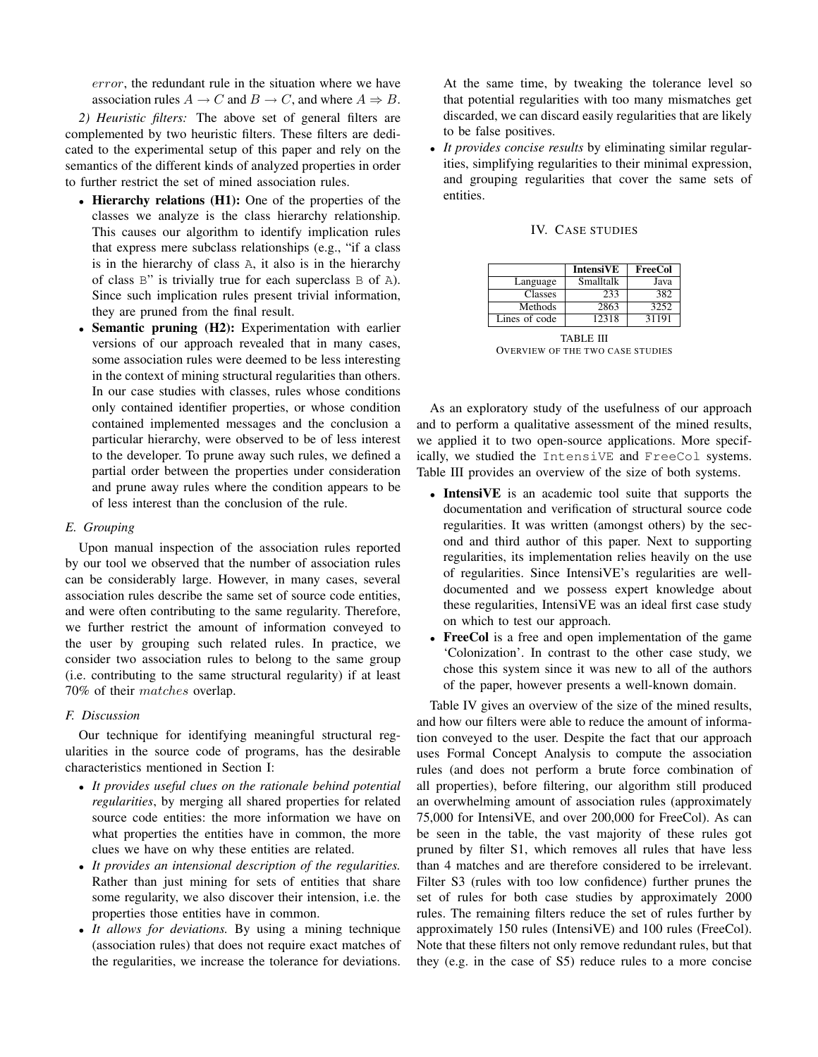*error*, the redundant rule in the situation where we have association rules $A \rightarrow C$ and $B \rightarrow C$, and where $A \Rightarrow B$.

*2) Heuristic filters:* The above set of general filters are complemented by two heuristic filters. These filters are dedicated to the experimental setup of this paper and rely on the semantics of the different kinds of analyzed properties in order to further restrict the set of mined association rules.

- **Hierarchy relations (H1):** One of the properties of the classes we analyze is the class hierarchy relationship. This causes our algorithm to identify implication rules that express mere subclass relationships (e.g., "if a class is in the hierarchy of class `A`, it also is in the hierarchy of class `B`" is trivially true for each superclass `B` of `A`). Since such implication rules present trivial information, they are pruned from the final result.
- **Semantic pruning (H2):** Experimentation with earlier versions of our approach revealed that in many cases, some association rules were deemed to be less interesting in the context of mining structural regularities than others. In our case studies with classes, rules whose conditions only contained identifier properties, or whose condition contained implemented messages and the conclusion a particular hierarchy, were observed to be of less interest to the developer. To prune away such rules, we defined a partial order between the properties under consideration and prune away rules where the condition appears to be of less interest than the conclusion of the rule.

### E. Grouping

Upon manual inspection of the association rules reported by our tool we observed that the number of association rules can be considerably large. However, in many cases, several association rules describe the same set of source code entities, and were often contributing to the same regularity. Therefore, we further restrict the amount of information conveyed to the user by grouping such related rules. In practice, we consider two association rules to belong to the same group (i.e. contributing to the same structural regularity) if at least 70% of their *matches* overlap.

### F. Discussion

Our technique for identifying meaningful structural regularities in the source code of programs, has the desirable characteristics mentioned in Section I:

- *It provides useful clues on the rationale behind potential regularities*, by merging all shared properties for related source code entities: the more information we have on what properties the entities have in common, the more clues we have on why these entities are related.
- *It provides an intensional description of the regularities.* Rather than just mining for sets of entities that share some regularity, we also discover their intension, i.e. the properties those entities have in common.
- *It allows for deviations.* By using a mining technique (association rules) that does not require exact matches of the regularities, we increase the tolerance for deviations. At the same time, by tweaking the tolerance level so that potential regularities with too many mismatches get discarded, we can discard easily regularities that are likely to be false positives.
- *It provides concise results* by eliminating similar regularities, simplifying regularities to their minimal expression, and grouping regularities that cover the same sets of entities.

## IV. Case Studies

| | **IntensiVE** | **FreeCol** |
|---|---|---|
| Language | Smalltalk | Java |
| Classes | 233 | 382 |
| Methods | 2863 | 3252 |
| Lines of code | 12318 | 31191 |

TABLE III
OVERVIEW OF THE TWO CASE STUDIES

As an exploratory study of the usefulness of our approach and to perform a qualitative assessment of the mined results, we applied it to two open-source applications. More specifically, we studied the `IntensiVE` and `FreeCol` systems. Table III provides an overview of the size of both systems.

- **IntensiVE** is an academic tool suite that supports the documentation and verification of structural source code regularities. It was written (amongst others) by the second and third author of this paper. Next to supporting regularities, its implementation relies heavily on the use of regularities. Since IntensiVE's regularities are well-documented and we possess expert knowledge about these regularities, IntensiVE was an ideal first case study on which to test our approach.
- **FreeCol** is a free and open implementation of the game 'Colonization'. In contrast to the other case study, we chose this system since it was new to all of the authors of the paper, however presents a well-known domain.

Table IV gives an overview of the size of the mined results, and how our filters were able to reduce the amount of information conveyed to the user. Despite the fact that our approach uses Formal Concept Analysis to compute the association rules (and does not perform a brute force combination of all properties), before filtering, our algorithm still produced an overwhelming amount of association rules (approximately 75,000 for IntensiVE, and over 200,000 for FreeCol). As can be seen in the table, the vast majority of these rules got pruned by filter S1, which removes all rules that have less than 4 matches and are therefore considered to be irrelevant. Filter S3 (rules with too low confidence) further prunes the set of rules for both case studies by approximately 2000 rules. The remaining filters reduce the set of rules further by approximately 150 rules (IntensiVE) and 100 rules (FreeCol). Note that these filters not only remove redundant rules, but that they (e.g. in the case of S5) reduce rules to a more concise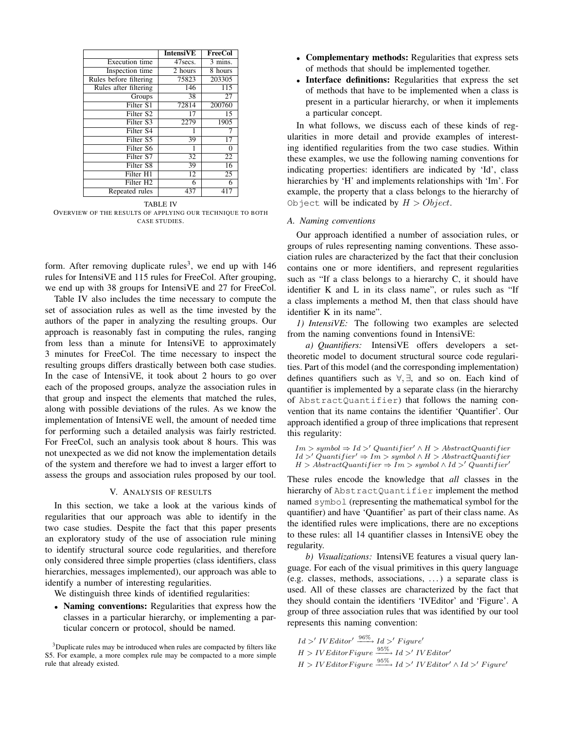|  | IntensiVE | FreeCol |
|---|---|---|
| Execution time | 47secs. | 3 mins. |
| Inspection time | 2 hours | 8 hours |
| Rules before filtering | 75823 | 203305 |
| Rules after filtering | 146 | 115 |
| Groups | 38 | 27 |
| Filter S1 | 72814 | 200760 |
| Filter S2 | 17 | 15 |
| Filter S3 | 2279 | 1905 |
| Filter S4 | 1 | 7 |
| Filter S5 | 39 | 17 |
| Filter S6 | 1 | 0 |
| Filter S7 | 32 | 22 |
| Filter S8 | 39 | 16 |
| Filter H1 | 12 | 25 |
| Filter H2 | 6 | 6 |
| Repeated rules | 437 | 417 |

TABLE IV
OVERVIEW OF THE RESULTS OF APPLYING OUR TECHNIQUE TO BOTH CASE STUDIES.

form. After removing duplicate rules[3], we end up with 146 rules for IntensiVE and 115 rules for FreeCol. After grouping, we end up with 38 groups for IntensiVE and 27 for FreeCol.

Table IV also includes the time necessary to compute the set of association rules as well as the time invested by the authors of the paper in analyzing the resulting groups. Our approach is reasonably fast in computing the rules, ranging from less than a minute for IntensiVE to approximately 3 minutes for FreeCol. The time necessary to inspect the resulting groups differs drastically between both case studies. In the case of IntensiVE, it took about 2 hours to go over each of the proposed groups, analyze the association rules in that group and inspect the elements that matched the rules, along with possible deviations of the rules. As we know the implementation of IntensiVE well, the amount of needed time for performing such a detailed analysis was fairly restricted. For FreeCol, such an analysis took about 8 hours. This was not unexpected as we did not know the implementation details of the system and therefore we had to invest a larger effort to assess the groups and association rules proposed by our tool.

## V. Analysis of results

In this section, we take a look at the various kinds of regularities that our approach was able to identify in the two case studies. Despite the fact that this paper presents an exploratory study of the use of association rule mining to identify structural source code regularities, and therefore only considered three simple properties (class identifiers, class hierarchies, messages implemented), our approach was able to identify a number of interesting regularities.

We distinguish three kinds of identified regularities:

- **Naming conventions:** Regularities that express how the classes in a particular hierarchy, or implementing a particular concern or protocol, should be named.
- **Complementary methods:** Regularities that express sets of methods that should be implemented together.
- **Interface definitions:** Regularities that express the set of methods that have to be implemented when a class is present in a particular hierarchy, or when it implements a particular concept.

[3]Duplicate rules may be introduced when rules are compacted by filters like S5. For example, a more complex rule may be compacted to a more simple rule that already existed.

In what follows, we discuss each of these kinds of regularities in more detail and provide examples of interesting identified regularities from the two case studies. Within these examples, we use the following naming conventions for indicating properties: identifiers are indicated by 'Id', class hierarchies by 'H' and implements relationships with 'Im'. For example, the property that a class belongs to the hierarchy of `Object` will be indicated by $H > Object$.

### A. Naming conventions

Our approach identified a number of association rules, or groups of rules representing naming conventions. These association rules are characterized by the fact that their conclusion contains one or more identifiers, and represent regularities such as "If a class belongs to a hierarchy C, it should have identifier K and L in its class name", or rules such as "If a class implements a method M, then that class should have identifier K in its name".

*1) IntensiVE:* The following two examples are selected from the naming conventions found in IntensiVE:

*a) Quantifiers:* IntensiVE offers developers a set-theoretic model to document structural source code regularities. Part of this model (and the corresponding implementation) defines quantifiers such as $\forall, \exists$, and so on. Each kind of quantifier is implemented by a separate class (in the hierarchy of `AbstractQuantifier`) that follows the naming convention that its name contains the identifier 'Quantifier'. Our approach identified a group of three implications that represent this regularity:

$$Im > symbol \Rightarrow Id >' Quantifier' \wedge H > AbstractQuantifier$$
$$Id >' Quantifier' \Rightarrow Im > symbol \wedge H > AbstractQuantifier$$
$$H > AbstractQuantifier \Rightarrow Im > symbol \wedge Id >' Quantifier'$$

These rules encode the knowledge that *all* classes in the hierarchy of `AbstractQuantifier` implement the method named `symbol` (representing the mathematical symbol for the quantifier) and have 'Quantifier' as part of their class name. As the identified rules were implications, there are no exceptions to these rules: all 14 quantifier classes in IntensiVE obey the regularity.

*b) Visualizations:* IntensiVE features a visual query language. For each of the visual primitives in this query language (e.g. classes, methods, associations, ...) a separate class is used. All of these classes are characterized by the fact that they should contain the identifiers 'IVEditor' and 'Figure'. A group of three association rules that was identified by our tool represents this naming convention:

$$Id >' IVEditor' \xrightarrow{96\%} Id >' Figure'$$
$$H > IVEditorFigure \xrightarrow{95\%} Id >' IVEditor'$$
$$H > IVEditorFigure \xrightarrow{95\%} Id >' IVEditor' \wedge Id >' Figure'$$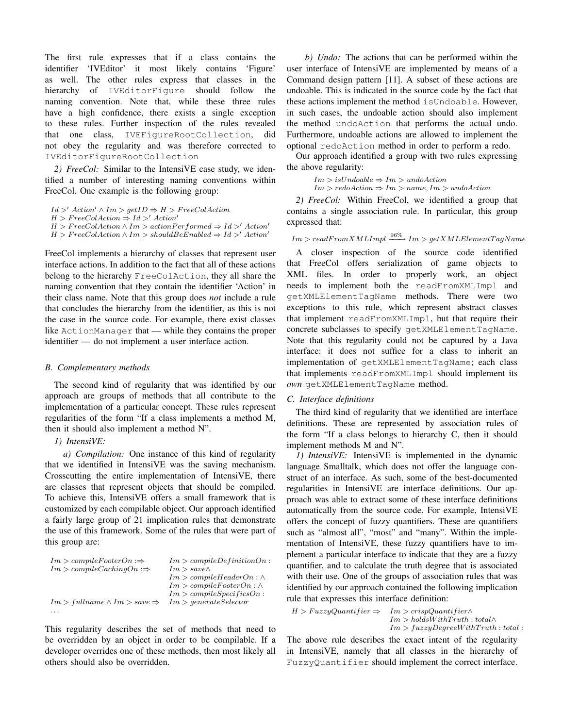The first rule expresses that if a class contains the identifier 'IVEditor' it most likely contains 'Figure' as well. The other rules express that classes in the hierarchy of `IVEditorFigure` should follow the naming convention. Note that, while these three rules have a high confidence, there exists a single exception to these rules. Further inspection of the rules revealed that one class, `IVEFigureRootCollection`, did not obey the regularity and was therefore corrected to `IVEditorFigureRootCollection`

*2) FreeCol:* Similar to the IntensiVE case study, we identified a number of interesting naming conventions within FreeCol. One example is the following group:

$$Id >' Action' \wedge Im > getID \Rightarrow H > FreeColAction$$
$$H > FreeColAction \Rightarrow Id >' Action'$$
$$H > FreeColAction \wedge Im > actionPerformed \Rightarrow Id >' Action'$$
$$H > FreeColAction \wedge Im > shouldBeEnabled \Rightarrow Id >' Action'$$

FreeCol implements a hierarchy of classes that represent user interface actions. In addition to the fact that all of these actions belong to the hierarchy `FreeColAction`, they all share the naming convention that they contain the identifier 'Action' in their class name. Note that this group does *not* include a rule that concludes the hierarchy from the identifier, as this is not the case in the source code. For example, there exist classes like `ActionManager` that — while they contains the proper identifier — do not implement a user interface action.

### B. Complementary methods

The second kind of regularity that was identified by our approach are groups of methods that all contribute to the implementation of a particular concept. These rules represent regularities of the form "If a class implements a method M, then it should also implement a method N".

*1) IntensiVE:*

*a) Compilation:* One instance of this kind of regularity that we identified in IntensiVE was the saving mechanism. Crosscutting the entire implementation of IntensiVE, there are classes that represent objects that should be compiled. To achieve this, IntensiVE offers a small framework that is customized by each compilable object. Our approach identified a fairly large group of 21 implication rules that demonstrate the use of this framework. Some of the rules that were part of this group are:

$$Im > compileFooterOn :\Rightarrow \quad Im > compileDefinitionOn :$$
$$Im > compileCachingOn :\Rightarrow \quad Im > save \wedge$$
$$Im > compileHeaderOn : \wedge$$
$$Im > compileFooterOn : \wedge$$
$$Im > compileSpecificsOn :$$
$$Im > fullname \wedge Im > save \Rightarrow \quad Im > generateSelector$$
$$\ldots$$

This regularity describes the set of methods that need to be overridden by an object in order to be compilable. If a developer overrides one of these methods, then most likely all others should also be overridden.

*b) Undo:* The actions that can be performed within the user interface of IntensiVE are implemented by means of a Command design pattern [11]. A subset of these actions are undoable. This is indicated in the source code by the fact that these actions implement the method `isUndoable`. However, in such cases, the undoable action should also implement the method `undoAction` that performs the actual undo. Furthermore, undoable actions are allowed to implement the optional `redoAction` method in order to perform a redo.

Our approach identified a group with two rules expressing the above regularity:

$$Im > isUndoable \Rightarrow Im > undoAction$$
$$Im > redoAction \Rightarrow Im > name, Im > undoAction$$

*2) FreeCol:* Within FreeCol, we identified a group that contains a single association rule. In particular, this group expressed that:

$$Im > readFromXMLImpl \xrightarrow{96\%} Im > getXMLElementTagName$$

A closer inspection of the source code identified that FreeCol offers serialization of game objects to XML files. In order to properly work, an object needs to implement both the `readFromXMLImpl` and `getXMLElementTagName` methods. There were two exceptions to this rule, which represent abstract classes that implement `readFromXMLImpl`, but that require their concrete subclasses to specify `getXMLElementTagName`. Note that this regularity could not be captured by a Java interface: it does not suffice for a class to inherit an implementation of `getXMLElementTagName`; each class that implements `readFromXMLImpl` should implement its *own* `getXMLElementTagName` method.

### C. Interface definitions

The third kind of regularity that we identified are interface definitions. These are represented by association rules of the form "If a class belongs to hierarchy C, then it should implement methods M and N".

*1) IntensiVE:* IntensiVE is implemented in the dynamic language Smalltalk, which does not offer the language construct of an interface. As such, some of the best-documented regularities in IntensiVE are interface definitions. Our approach was able to extract some of these interface definitions automatically from the source code. For example, IntensiVE offers the concept of fuzzy quantifiers. These are quantifiers such as "almost all", "most" and "many". Within the implementation of IntensiVE, these fuzzy quantifiers have to implement a particular interface to indicate that they are a fuzzy quantifier, and to calculate the truth degree that is associated with their use. One of the groups of association rules that was identified by our approach contained the following implication rule that expresses this interface definition:

$$H > FuzzyQuantifier \Rightarrow \quad Im > crispQuantifier \wedge$$
$$Im > holdsWithTruth : total \wedge$$
$$Im > fuzzyDegreeWithTruth : total :$$

The above rule describes the exact intent of the regularity in IntensiVE, namely that all classes in the hierarchy of `FuzzyQuantifier` should implement the correct interface.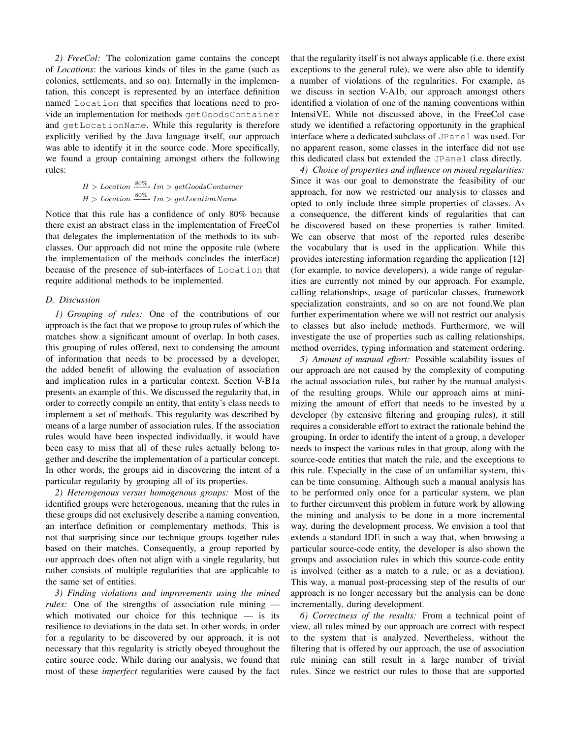*2) FreeCol:* The colonization game contains the concept of *Locations*: the various kinds of tiles in the game (such as colonies, settlements, and so on). Internally in the implementation, this concept is represented by an interface definition named `Location` that specifies that locations need to provide an implementation for methods `getGoodsContainer` and `getLocationName`. While this regularity is therefore explicitly verified by the Java language itself, our approach was able to identify it in the source code. More specifically, we found a group containing amongst others the following rules:

$$H > Location \xrightarrow{80\%} Im > getGoodsContainer$$
$$H > Location \xrightarrow{80\%} Im > getLocationName$$

Notice that this rule has a confidence of only 80% because there exist an abstract class in the implementation of FreeCol that delegates the implementation of the methods to its subclasses. Our approach did not mine the opposite rule (where the implementation of the methods concludes the interface) because of the presence of sub-interfaces of `Location` that require additional methods to be implemented.

### D. Discussion

*1) Grouping of rules:* One of the contributions of our approach is the fact that we propose to group rules of which the matches show a significant amount of overlap. In both cases, this grouping of rules offered, next to condensing the amount of information that needs to be processed by a developer, the added benefit of allowing the evaluation of association and implication rules in a particular context. Section V-B1a presents an example of this. We discussed the regularity that, in order to correctly compile an entity, that entity's class needs to implement a set of methods. This regularity was described by means of a large number of association rules. If the association rules would have been inspected individually, it would have been easy to miss that all of these rules actually belong together and describe the implementation of a particular concept. In other words, the groups aid in discovering the intent of a particular regularity by grouping all of its properties.

*2) Heterogenous versus homogenous groups:* Most of the identified groups were heterogenous, meaning that the rules in these groups did not exclusively describe a naming convention, an interface definition or complementary methods. This is not that surprising since our technique groups together rules based on their matches. Consequently, a group reported by our approach does often not align with a single regularity, but rather consists of multiple regularities that are applicable to the same set of entities.

*3) Finding violations and improvements using the mined rules:* One of the strengths of association rule mining — which motivated our choice for this technique — is its resilience to deviations in the data set. In other words, in order for a regularity to be discovered by our approach, it is not necessary that this regularity is strictly obeyed throughout the entire source code. While during our analysis, we found that most of these *imperfect* regularities were caused by the fact that the regularity itself is not always applicable (i.e. there exist exceptions to the general rule), we were also able to identify a number of violations of the regularities. For example, as we discuss in section V-A1b, our approach amongst others identified a violation of one of the naming conventions within IntensiVE. While not discussed above, in the FreeCol case study we identified a refactoring opportunity in the graphical interface where a dedicated subclass of `JPanel` was used. For no apparent reason, some classes in the interface did not use this dedicated class but extended the `JPanel` class directly.

*4) Choice of properties and influence on mined regularities:* Since it was our goal to demonstrate the feasibility of our approach, for now we restricted our analysis to classes and opted to only include three simple properties of classes. As a consequence, the different kinds of regularities that can be discovered based on these properties is rather limited. We can observe that most of the reported rules describe the vocabulary that is used in the application. While this provides interesting information regarding the application [12] (for example, to novice developers), a wide range of regularities are currently not mined by our approach. For example, calling relationships, usage of particular classes, framework specialization constraints, and so on are not found.We plan further experimentation where we will not restrict our analysis to classes but also include methods. Furthermore, we will investigate the use of properties such as calling relationships, method overrides, typing information and statement ordering.

*5) Amount of manual effort:* Possible scalability issues of our approach are not caused by the complexity of computing the actual association rules, but rather by the manual analysis of the resulting groups. While our approach aims at minimizing the amount of effort that needs to be invested by a developer (by extensive filtering and grouping rules), it still requires a considerable effort to extract the rationale behind the grouping. In order to identify the intent of a group, a developer needs to inspect the various rules in that group, along with the source-code entities that match the rule, and the exceptions to this rule. Especially in the case of an unfamiliar system, this can be time consuming. Although such a manual analysis has to be performed only once for a particular system, we plan to further circumvent this problem in future work by allowing the mining and analysis to be done in a more incremental way, during the development process. We envision a tool that extends a standard IDE in such a way that, when browsing a particular source-code entity, the developer is also shown the groups and association rules in which this source-code entity is involved (either as a match to a rule, or as a deviation). This way, a manual post-processing step of the results of our approach is no longer necessary but the analysis can be done incrementally, during development.

*6) Correctness of the results:* From a technical point of view, all rules mined by our approach are correct with respect to the system that is analyzed. Nevertheless, without the filtering that is offered by our approach, the use of association rule mining can still result in a large number of trivial rules. Since we restrict our rules to those that are supported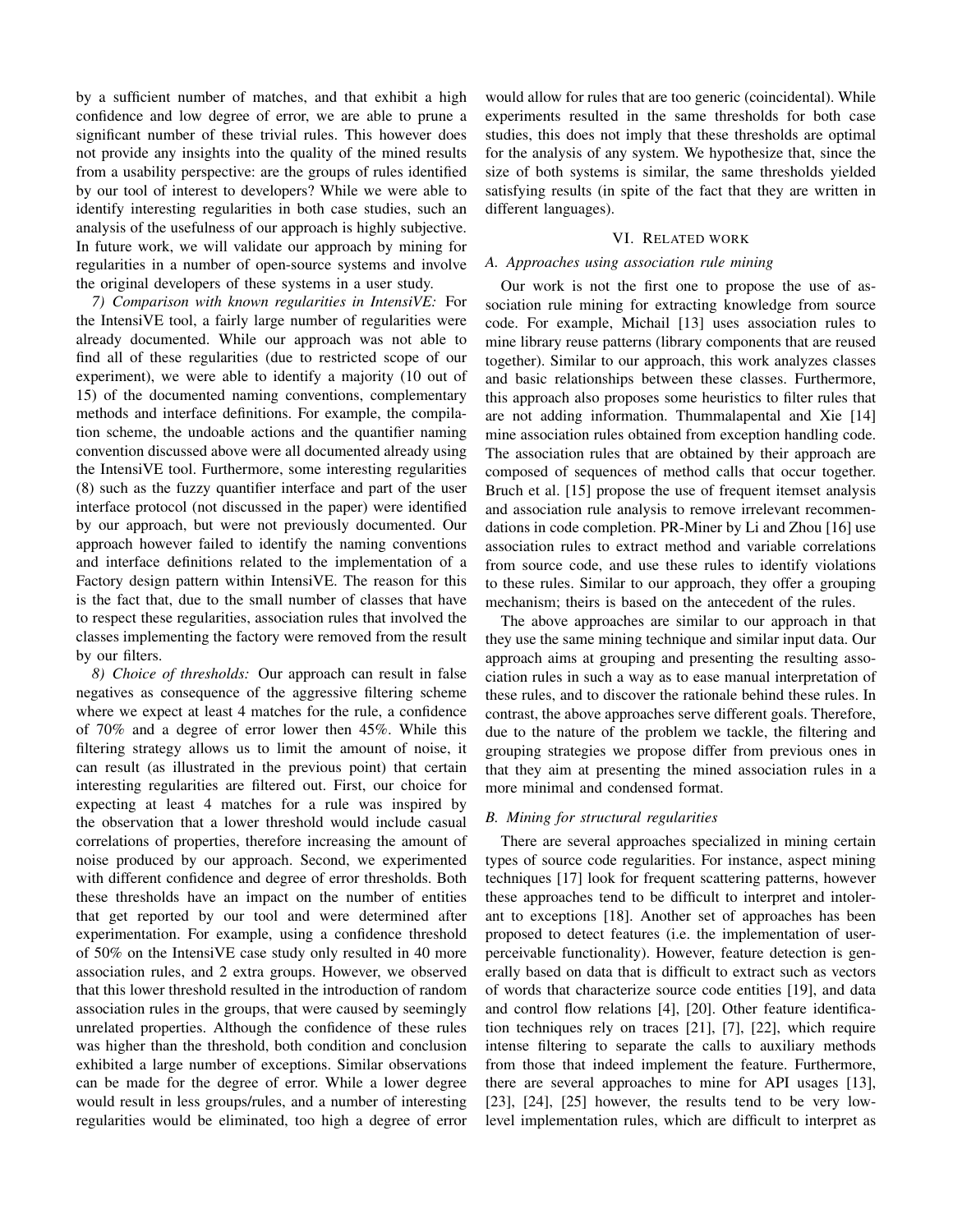by a sufficient number of matches, and that exhibit a high confidence and low degree of error, we are able to prune a significant number of these trivial rules. This however does not provide any insights into the quality of the mined results from a usability perspective: are the groups of rules identified by our tool of interest to developers? While we were able to identify interesting regularities in both case studies, such an analysis of the usefulness of our approach is highly subjective. In future work, we will validate our approach by mining for regularities in a number of open-source systems and involve the original developers of these systems in a user study.

*7) Comparison with known regularities in IntensiVE:* For the IntensiVE tool, a fairly large number of regularities were already documented. While our approach was not able to find all of these regularities (due to restricted scope of our experiment), we were able to identify a majority (10 out of 15) of the documented naming conventions, complementary methods and interface definitions. For example, the compilation scheme, the undoable actions and the quantifier naming convention discussed above were all documented already using the IntensiVE tool. Furthermore, some interesting regularities (8) such as the fuzzy quantifier interface and part of the user interface protocol (not discussed in the paper) were identified by our approach, but were not previously documented. Our approach however failed to identify the naming conventions and interface definitions related to the implementation of a Factory design pattern within IntensiVE. The reason for this is the fact that, due to the small number of classes that have to respect these regularities, association rules that involved the classes implementing the factory were removed from the result by our filters.

*8) Choice of thresholds:* Our approach can result in false negatives as consequence of the aggressive filtering scheme where we expect at least 4 matches for the rule, a confidence of 70% and a degree of error lower then 45%. While this filtering strategy allows us to limit the amount of noise, it can result (as illustrated in the previous point) that certain interesting regularities are filtered out. First, our choice for expecting at least 4 matches for a rule was inspired by the observation that a lower threshold would include casual correlations of properties, therefore increasing the amount of noise produced by our approach. Second, we experimented with different confidence and degree of error thresholds. Both these thresholds have an impact on the number of entities that get reported by our tool and were determined after experimentation. For example, using a confidence threshold of 50% on the IntensiVE case study only resulted in 40 more association rules, and 2 extra groups. However, we observed that this lower threshold resulted in the introduction of random association rules in the groups, that were caused by seemingly unrelated properties. Although the confidence of these rules was higher than the threshold, both condition and conclusion exhibited a large number of exceptions. Similar observations can be made for the degree of error. While a lower degree would result in less groups/rules, and a number of interesting regularities would be eliminated, too high a degree of error would allow for rules that are too generic (coincidental). While experiments resulted in the same thresholds for both case studies, this does not imply that these thresholds are optimal for the analysis of any system. We hypothesize that, since the size of both systems is similar, the same thresholds yielded satisfying results (in spite of the fact that they are written in different languages).

## VI. Related work

### A. Approaches using association rule mining

Our work is not the first one to propose the use of association rule mining for extracting knowledge from source code. For example, Michail [13] uses association rules to mine library reuse patterns (library components that are reused together). Similar to our approach, this work analyzes classes and basic relationships between these classes. Furthermore, this approach also proposes some heuristics to filter rules that are not adding information. Thummalapental and Xie [14] mine association rules obtained from exception handling code. The association rules that are obtained by their approach are composed of sequences of method calls that occur together. Bruch et al. [15] propose the use of frequent itemset analysis and association rule analysis to remove irrelevant recommendations in code completion. PR-Miner by Li and Zhou [16] use association rules to extract method and variable correlations from source code, and use these rules to identify violations to these rules. Similar to our approach, they offer a grouping mechanism; theirs is based on the antecedent of the rules.

The above approaches are similar to our approach in that they use the same mining technique and similar input data. Our approach aims at grouping and presenting the resulting association rules in such a way as to ease manual interpretation of these rules, and to discover the rationale behind these rules. In contrast, the above approaches serve different goals. Therefore, due to the nature of the problem we tackle, the filtering and grouping strategies we propose differ from previous ones in that they aim at presenting the mined association rules in a more minimal and condensed format.

### B. Mining for structural regularities

There are several approaches specialized in mining certain types of source code regularities. For instance, aspect mining techniques [17] look for frequent scattering patterns, however these approaches tend to be difficult to interpret and intolerant to exceptions [18]. Another set of approaches has been proposed to detect features (i.e. the implementation of user-perceivable functionality). However, feature detection is generally based on data that is difficult to extract such as vectors of words that characterize source code entities [19], and data and control flow relations [4], [20]. Other feature identification techniques rely on traces [21], [7], [22], which require intense filtering to separate the calls to auxiliary methods from those that indeed implement the feature. Furthermore, there are several approaches to mine for API usages [13], [23], [24], [25] however, the results tend to be very low-level implementation rules, which are difficult to interpret as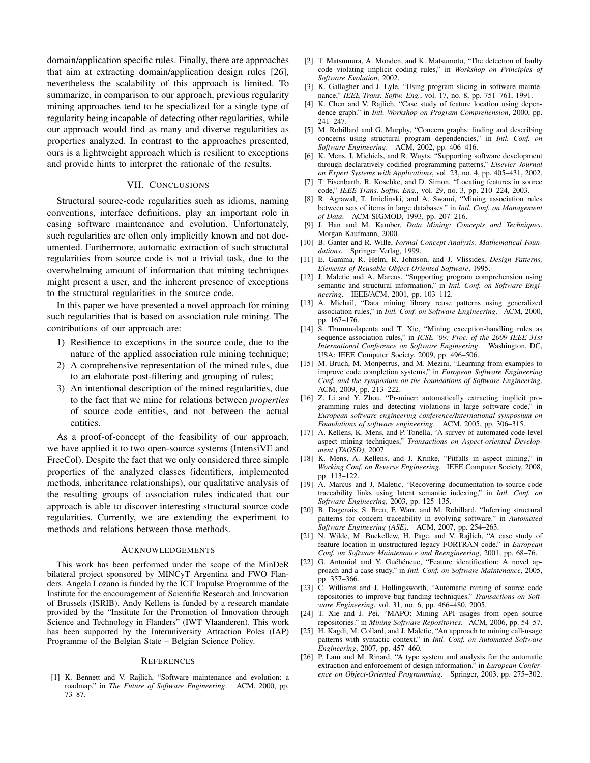domain/application specific rules. Finally, there are approaches that aim at extracting domain/application design rules [26], nevertheless the scalability of this approach is limited. To summarize, in comparison to our approach, previous regularity mining approaches tend to be specialized for a single type of regularity being incapable of detecting other regularities, while our approach would find as many and diverse regularities as properties analyzed. In contrast to the approaches presented, ours is a lightweight approach which is resilient to exceptions and provide hints to interpret the rationale of the results.

## VII. Conclusions

Structural source-code regularities such as idioms, naming conventions, interface definitions, play an important role in easing software maintenance and evolution. Unfortunately, such regularities are often only implicitly known and not documented. Furthermore, automatic extraction of such structural regularities from source code is not a trivial task, due to the overwhelming amount of information that mining techniques might present a user, and the inherent presence of exceptions to the structural regularities in the source code.

In this paper we have presented a novel approach for mining such regularities that is based on association rule mining. The contributions of our approach are:

1) Resilience to exceptions in the source code, due to the nature of the applied association rule mining technique;
2) A comprehensive representation of the mined rules, due to an elaborate post-filtering and grouping of rules;
3) An intentional description of the mined regularities, due to the fact that we mine for relations between *properties* of source code entities, and not between the actual entities.

As a proof-of-concept of the feasibility of our approach, we have applied it to two open-source systems (IntensiVE and FreeCol). Despite the fact that we only considered three simple properties of the analyzed classes (identifiers, implemented methods, inheritance relationships), our qualitative analysis of the resulting groups of association rules indicated that our approach is able to discover interesting structural source code regularities. Currently, we are extending the experiment to methods and relations between those methods.

## Acknowledgements

This work has been performed under the scope of the MinDeR bilateral project sponsored by MINCyT Argentina and FWO Flanders. Angela Lozano is funded by the ICT Impulse Programme of the Institute for the encouragement of Scientific Research and Innovation of Brussels (ISRIB). Andy Kellens is funded by a research mandate provided by the "Institute for the Promotion of Innovation through Science and Technology in Flanders" (IWT Vlaanderen). This work has been supported by the Interuniversity Attraction Poles (IAP) Programme of the Belgian State – Belgian Science Policy.

## References

[1] K. Bennett and V. Rajlich, "Software maintenance and evolution: a roadmap," in *The Future of Software Engineering*. ACM, 2000, pp. 73–87.

[2] T. Matsumura, A. Monden, and K. Matsumoto, "The detection of faulty code violating implicit coding rules," in *Workshop on Principles of Software Evolution*, 2002.

[3] K. Gallagher and J. Lyle, "Using program slicing in software maintenance," *IEEE Trans. Softw. Eng.*, vol. 17, no. 8, pp. 751–761, 1991.

[4] K. Chen and V. Rajlich, "Case study of feature location using dependence graph." in *Intl. Workshop on Program Comprehension*, 2000, pp. 241–247.

[5] M. Robillard and G. Murphy, "Concern graphs: finding and describing concerns using structural program dependencies," in *Intl. Conf. on Software Engineering*. ACM, 2002, pp. 406–416.

[6] K. Mens, I. Michiels, and R. Wuyts, "Supporting software development through declaratively codified programming patterns," *Elsevier Journal on Expert Systems with Applications*, vol. 23, no. 4, pp. 405–431, 2002.

[7] T. Eisenbarth, R. Koschke, and D. Simon, "Locating features in source code," *IEEE Trans. Softw. Eng.*, vol. 29, no. 3, pp. 210–224, 2003.

[8] R. Agrawal, T. Imielinski, and A. Swami, "Mining association rules between sets of items in large databases." in *Intl. Conf. on Management of Data*. ACM SIGMOD, 1993, pp. 207–216.

[9] J. Han and M. Kamber, *Data Mining: Concepts and Techniques*. Morgan Kaufmann, 2000.

[10] B. Ganter and R. Wille, *Formal Concept Analysis: Mathematical Foundations*. Springer Verlag, 1999.

[11] E. Gamma, R. Helm, R. Johnson, and J. Vlissides, *Design Patterns, Elements of Reusable Object-Oriented Software*, 1995.

[12] J. Maletic and A. Marcus, "Supporting program comprehension using semantic and structural information," in *Intl. Conf. on Software Engineering*. IEEE/ACM, 2001, pp. 103–112.

[13] A. Michail, "Data mining library reuse patterns using generalized association rules," in *Intl. Conf. on Software Engineering*. ACM, 2000, pp. 167–176.

[14] S. Thummalapenta and T. Xie, "Mining exception-handling rules as sequence association rules," in *ICSE '09: Proc. of the 2009 IEEE 31st International Conference on Software Engineering*. Washington, DC, USA: IEEE Computer Society, 2009, pp. 496–506.

[15] M. Bruch, M. Monperrus, and M. Mezini, "Learning from examples to improve code completion systems," in *European Software Engineering Conf. and the symposium on the Foundations of Software Engineering*. ACM, 2009, pp. 213–222.

[16] Z. Li and Y. Zhou, "Pr-miner: automatically extracting implicit programming rules and detecting violations in large software code," in *European software engineering conference/International symposium on Foundations of software engineering*. ACM, 2005, pp. 306–315.

[17] A. Kellens, K. Mens, and P. Tonella, "A survey of automated code-level aspect mining techniques," *Transactions on Aspect-oriented Development (TAOSD)*, 2007.

[18] K. Mens, A. Kellens, and J. Krinke, "Pitfalls in aspect mining," in *Working Conf. on Reverse Engineering*. IEEE Computer Society, 2008, pp. 113–122.

[19] A. Marcus and J. Maletic, "Recovering documentation-to-source-code traceability links using latent semantic indexing," in *Intl. Conf. on Software Engineering*, 2003, pp. 125–135.

[20] B. Dagenais, S. Breu, F. Warr, and M. Robillard, "Inferring structural patterns for concern traceability in evolving software." in *Automated Software Engineering (ASE)*. ACM, 2007, pp. 254–263.

[21] N. Wilde, M. Buckellew, H. Page, and V. Rajlich, "A case study of feature location in unstructured legacy FORTRAN code." in *European Conf. on Software Maintenance and Reengineering*, 2001, pp. 68–76.

[22] G. Antoniol and Y. Guéhéneuc, "Feature identification: A novel approach and a case study," in *Intl. Conf. on Software Maintenance*, 2005, pp. 357–366.

[23] C. Williams and J. Hollingsworth, "Automatic mining of source code repositories to improve bug funding techniques." *Transactions on Software Engineering*, vol. 31, no. 6, pp. 466–480, 2005.

[24] T. Xie and J. Pei, "MAPO: Mining API usages from open source repositories." in *Mining Software Repositories*. ACM, 2006, pp. 54–57.

[25] H. Kagdi, M. Collard, and J. Maletic, "An approach to mining call-usage patterns with syntactic context." in *Intl. Conf. on Automated Software Engineering*, 2007, pp. 457–460.

[26] P. Lam and M. Rinard, "A type system and analysis for the automatic extraction and enforcement of design information." in *European Conference on Object-Oriented Programming*. Springer, 2003, pp. 275–302.